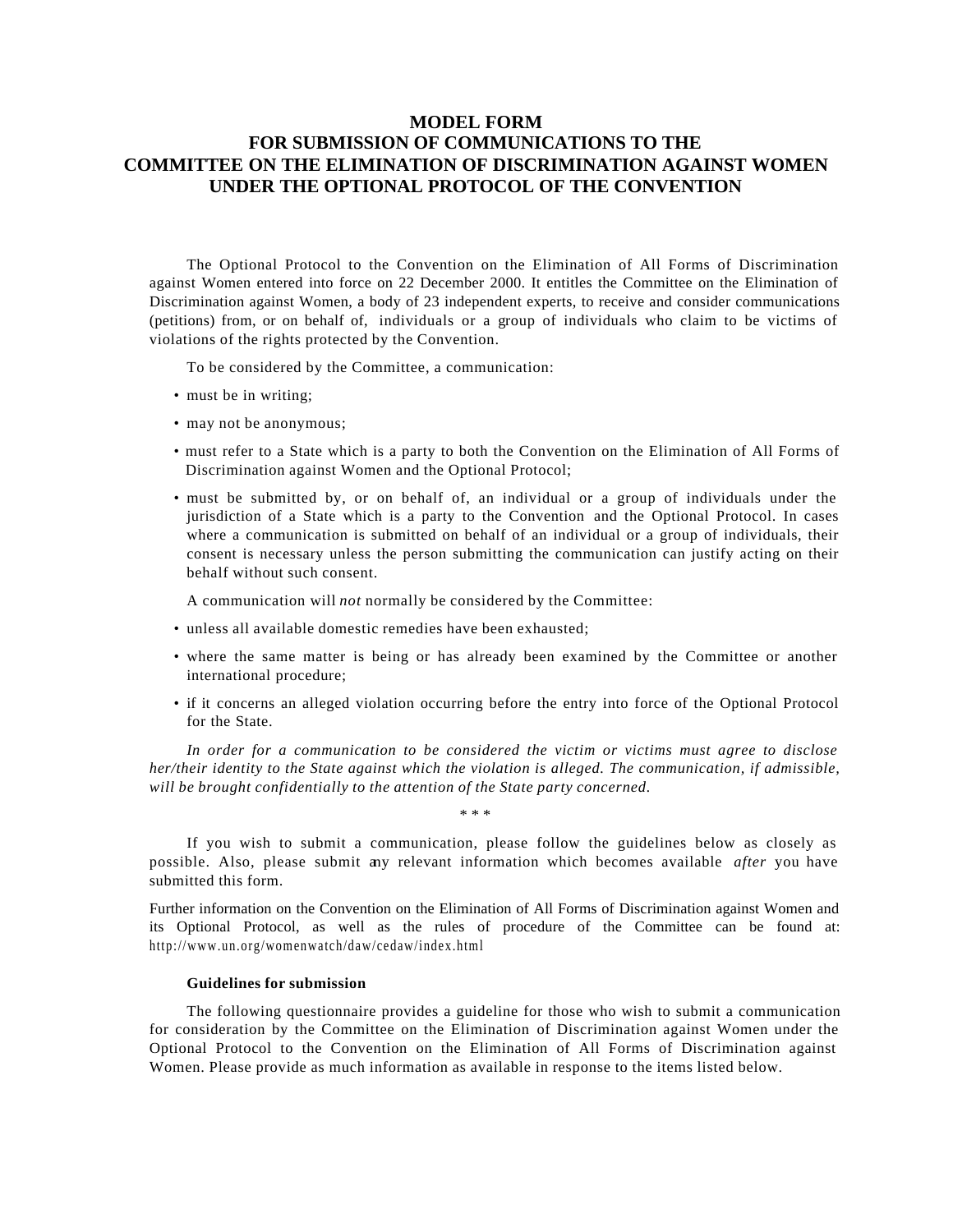# MODEL FORM
# FOR SUBMISSION OF COMMUNICATIONS TO THE COMMITTEE ON THE ELIMINATION OF DISCRIMINATION AGAINST WOMEN UNDER THE OPTIONAL PROTOCOL OF THE CONVENTION

The Optional Protocol to the Convention on the Elimination of All Forms of Discrimination against Women entered into force on 22 December 2000. It entitles the Committee on the Elimination of Discrimination against Women, a body of 23 independent experts, to receive and consider communications (petitions) from, or on behalf of, individuals or a group of individuals who claim to be victims of violations of the rights protected by the Convention.

To be considered by the Committee, a communication:

- must be in writing;
- may not be anonymous;
- must refer to a State which is a party to both the Convention on the Elimination of All Forms of Discrimination against Women and the Optional Protocol;
- must be submitted by, or on behalf of, an individual or a group of individuals under the jurisdiction of a State which is a party to the Convention and the Optional Protocol. In cases where a communication is submitted on behalf of an individual or a group of individuals, their consent is necessary unless the person submitting the communication can justify acting on their behalf without such consent.

A communication will *not* normally be considered by the Committee:

- unless all available domestic remedies have been exhausted;
- where the same matter is being or has already been examined by the Committee or another international procedure;
- if it concerns an alleged violation occurring before the entry into force of the Optional Protocol for the State.

*In order for a communication to be considered the victim or victims must agree to disclose her/their identity to the State against which the violation is alleged. The communication, if admissible, will be brought confidentially to the attention of the State party concerned.*

\* \* \*

If you wish to submit a communication, please follow the guidelines below as closely as possible. Also, please submit any relevant information which becomes available *after* you have submitted this form.

Further information on the Convention on the Elimination of All Forms of Discrimination against Women and its Optional Protocol, as well as the rules of procedure of the Committee can be found at: http://www.un.org/womenwatch/daw/cedaw/index.html

**Guidelines for submission**

The following questionnaire provides a guideline for those who wish to submit a communication for consideration by the Committee on the Elimination of Discrimination against Women under the Optional Protocol to the Convention on the Elimination of All Forms of Discrimination against Women. Please provide as much information as available in response to the items listed below.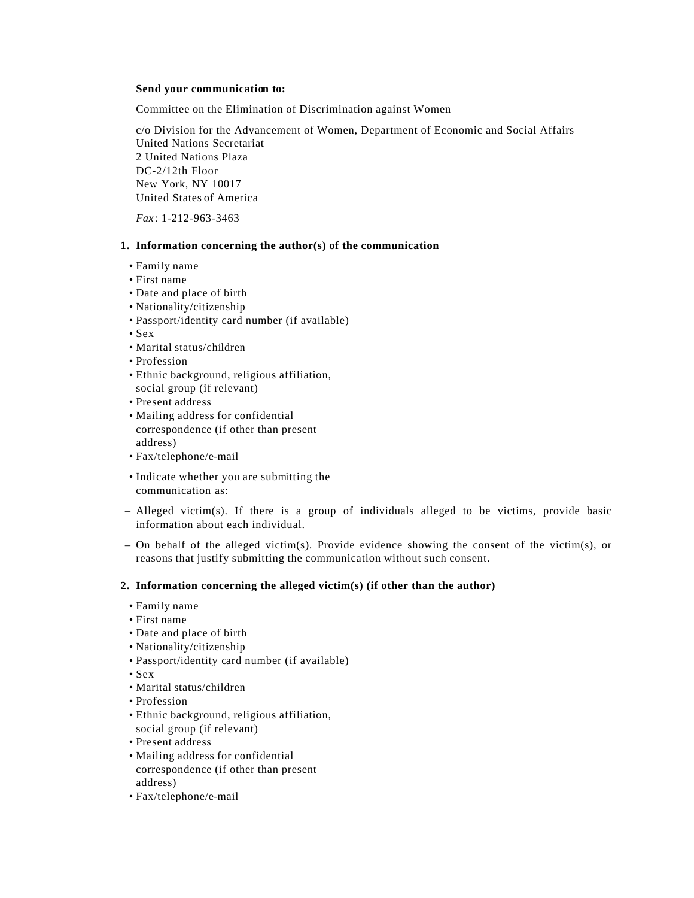**Send your communication to:**

Committee on the Elimination of Discrimination against Women

c/o Division for the Advancement of Women, Department of Economic and Social Affairs
United Nations Secretariat
2 United Nations Plaza
DC-2/12th Floor
New York, NY 10017
United States of America

*Fax*: 1-212-963-3463

## 1. Information concerning the author(s) of the communication

- Family name
- First name
- Date and place of birth
- Nationality/citizenship
- Passport/identity card number (if available)
- Sex
- Marital status/children
- Profession
- Ethnic background, religious affiliation, social group (if relevant)
- Present address
- Mailing address for confidential correspondence (if other than present address)
- Fax/telephone/e-mail
- Indicate whether you are submitting the communication as:

– Alleged victim(s). If there is a group of individuals alleged to be victims, provide basic information about each individual.

– On behalf of the alleged victim(s). Provide evidence showing the consent of the victim(s), or reasons that justify submitting the communication without such consent.

## 2. Information concerning the alleged victim(s) (if other than the author)

- Family name
- First name
- Date and place of birth
- Nationality/citizenship
- Passport/identity card number (if available)
- Sex
- Marital status/children
- Profession
- Ethnic background, religious affiliation, social group (if relevant)
- Present address
- Mailing address for confidential correspondence (if other than present address)
- Fax/telephone/e-mail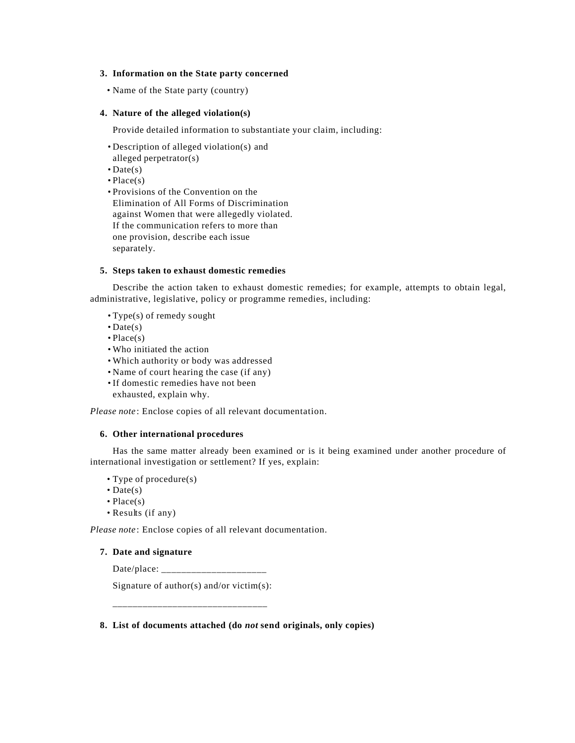**3. Information on the State party concerned**

- Name of the State party (country)

**4. Nature of the alleged violation(s)**

Provide detailed information to substantiate your claim, including:

- Description of alleged violation(s) and alleged perpetrator(s)
- Date(s)
- Place(s)
- Provisions of the Convention on the Elimination of All Forms of Discrimination against Women that were allegedly violated. If the communication refers to more than one provision, describe each issue separately.

**5. Steps taken to exhaust domestic remedies**

Describe the action taken to exhaust domestic remedies; for example, attempts to obtain legal, administrative, legislative, policy or programme remedies, including:

- Type(s) of remedy sought
- Date(s)
- Place(s)
- Who initiated the action
- Which authority or body was addressed
- Name of court hearing the case (if any)
- If domestic remedies have not been exhausted, explain why.

*Please note*: Enclose copies of all relevant documentation.

**6. Other international procedures**

Has the same matter already been examined or is it being examined under another procedure of international investigation or settlement? If yes, explain:

- Type of procedure(s)
- Date(s)
- Place(s)
- Results (if any)

*Please note*: Enclose copies of all relevant documentation.

**7. Date and signature**

Date/place: ____________________

Signature of author(s) and/or victim(s):

______________________________

**8. List of documents attached (do *not* send originals, only copies)**